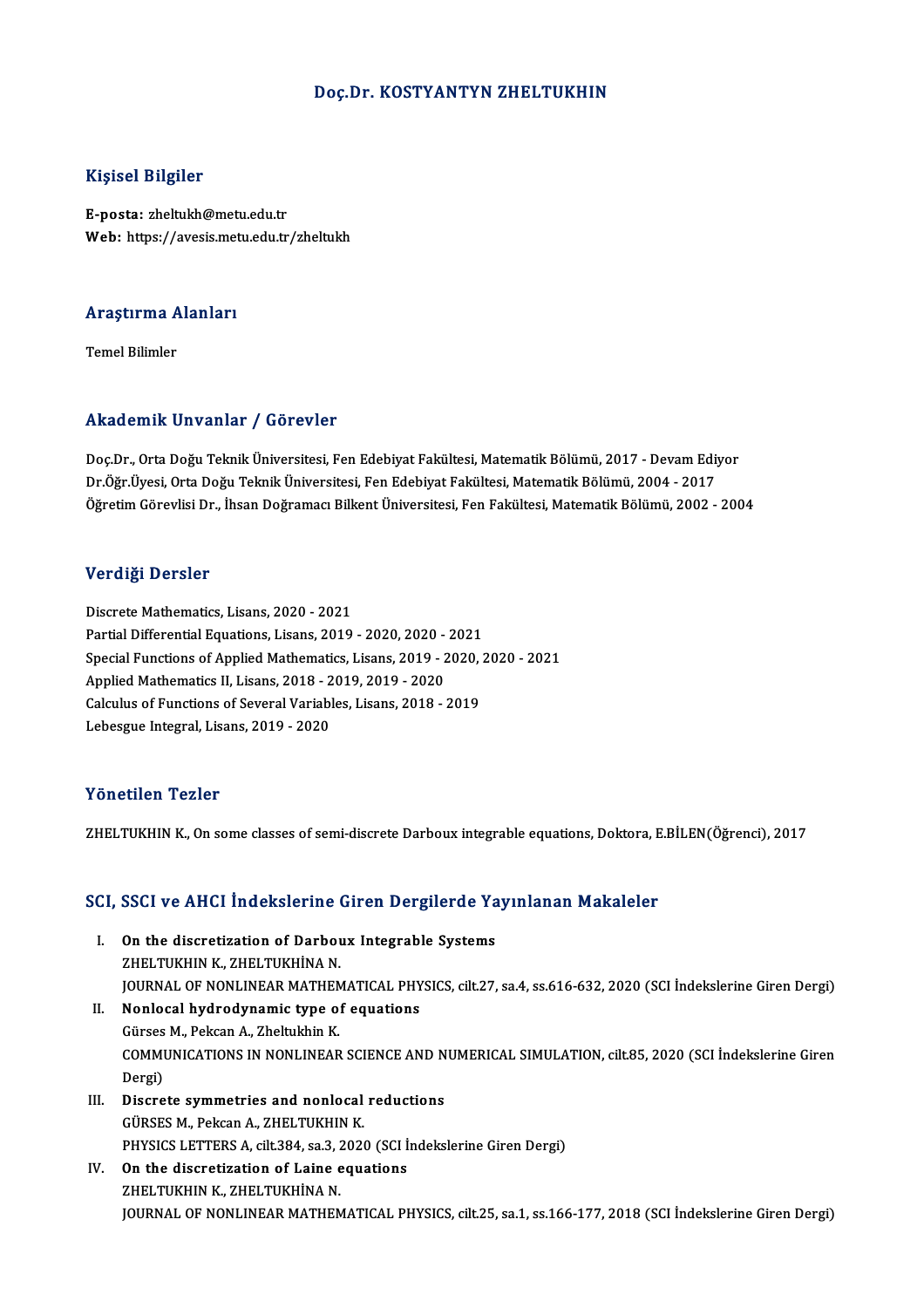# Doç.Dr. KOSTYANTYN ZHELTUKHIN

## Kişisel Bilgiler

**E-posta:** zheltukh@metu.edu.tr
**Web:** https://avesis.metu.edu.tr/zheltukh

## Araştırma Alanları

Temel Bilimler

## Akademik Unvanlar / Görevler

Doç.Dr., Orta Doğu Teknik Üniversitesi, Fen Edebiyat Fakültesi, Matematik Bölümü, 2017 - Devam Ediyor
Dr.Öğr.Üyesi, Orta Doğu Teknik Üniversitesi, Fen Edebiyat Fakültesi, Matematik Bölümü, 2004 - 2017
Öğretim Görevlisi Dr., İhsan Doğramacı Bilkent Üniversitesi, Fen Fakültesi, Matematik Bölümü, 2002 - 2004

## Verdiği Dersler

Discrete Mathematics, Lisans, 2020 - 2021
Partial Differential Equations, Lisans, 2019 - 2020, 2020 - 2021
Special Functions of Applied Mathematics, Lisans, 2019 - 2020, 2020 - 2021
Applied Mathematics II, Lisans, 2018 - 2019, 2019 - 2020
Calculus of Functions of Several Variables, Lisans, 2018 - 2019
Lebesgue Integral, Lisans, 2019 - 2020

## Yönetilen Tezler

ZHELTUKHIN K., On some classes of semi-discrete Darboux integrable equations, Doktora, E.BİLEN(Öğrenci), 2017

## SCI, SSCI ve AHCI İndekslerine Giren Dergilerde Yayınlanan Makaleler

I. **On the discretization of Darboux Integrable Systems**
ZHELTUKHIN K., ZHELTUKHİNA N.
JOURNAL OF NONLINEAR MATHEMATICAL PHYSICS, cilt.27, sa.4, ss.616-632, 2020 (SCI İndekslerine Giren Dergi)

II. **Nonlocal hydrodynamic type of equations**
Gürses M., Pekcan A., Zheltukhin K.
COMMUNICATIONS IN NONLINEAR SCIENCE AND NUMERICAL SIMULATION, cilt.85, 2020 (SCI İndekslerine Giren Dergi)

III. **Discrete symmetries and nonlocal reductions**
GÜRSES M., Pekcan A., ZHELTUKHIN K.
PHYSICS LETTERS A, cilt.384, sa.3, 2020 (SCI İndekslerine Giren Dergi)

IV. **On the discretization of Laine equations**
ZHELTUKHIN K., ZHELTUKHİNA N.
JOURNAL OF NONLINEAR MATHEMATICAL PHYSICS, cilt.25, sa.1, ss.166-177, 2018 (SCI İndekslerine Giren Dergi)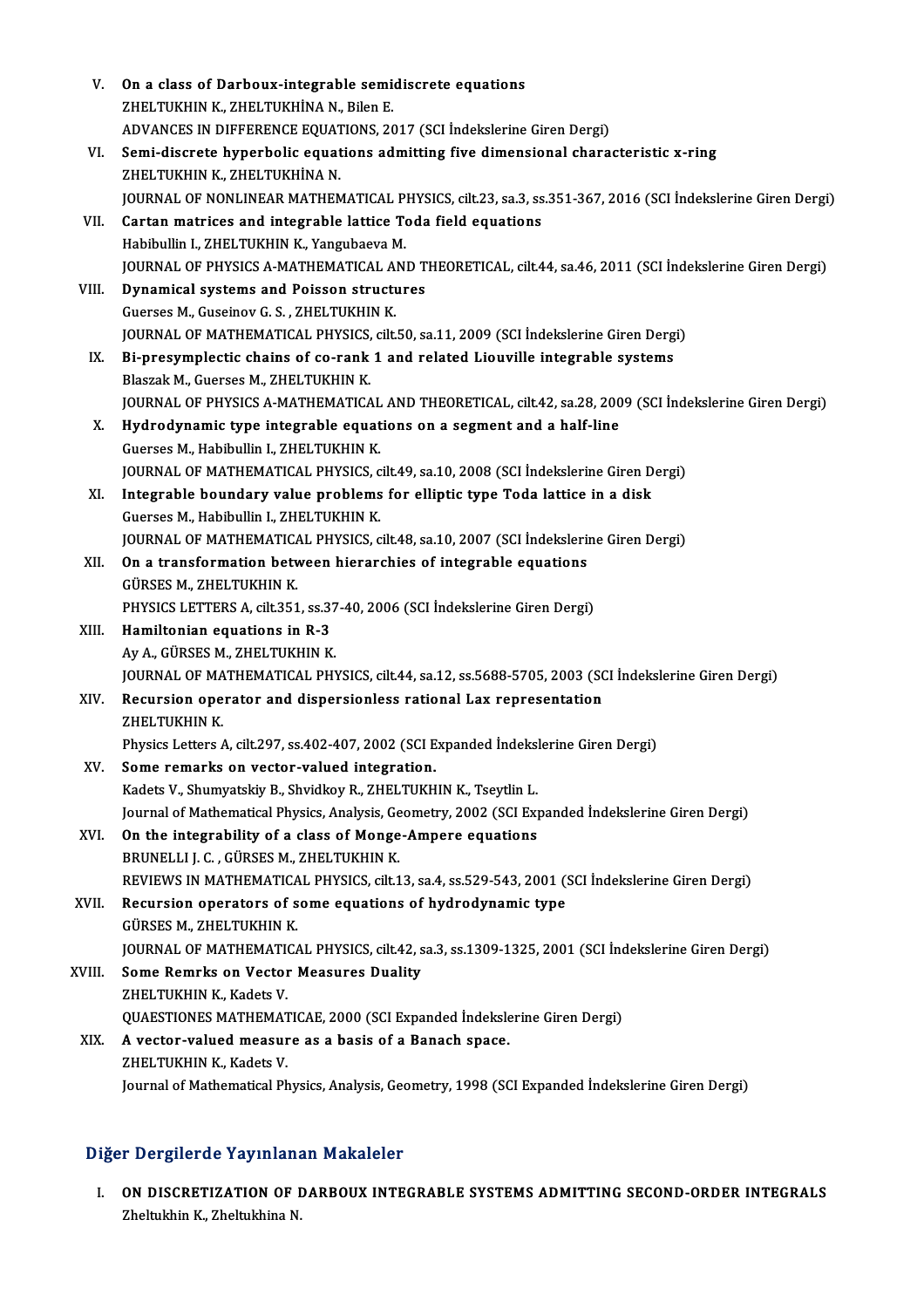V. **On a class of Darboux-integrable semidiscrete equations**
ZHELTUKHIN K., ZHELTUKHİNA N., Bilen E.
ADVANCES IN DIFFERENCE EQUATIONS, 2017 (SCI İndekslerine Giren Dergi)

VI. **Semi-discrete hyperbolic equations admitting five dimensional characteristic x-ring**
ZHELTUKHIN K., ZHELTUKHİNA N.
JOURNAL OF NONLINEAR MATHEMATICAL PHYSICS, cilt.23, sa.3, ss.351-367, 2016 (SCI İndekslerine Giren Dergi)

VII. **Cartan matrices and integrable lattice Toda field equations**
Habibullin I., ZHELTUKHIN K., Yangubaeva M.
JOURNAL OF PHYSICS A-MATHEMATICAL AND THEORETICAL, cilt.44, sa.46, 2011 (SCI İndekslerine Giren Dergi)

VIII. **Dynamical systems and Poisson structures**
Guerses M., Guseinov G. S. , ZHELTUKHIN K.
JOURNAL OF MATHEMATICAL PHYSICS, cilt.50, sa.11, 2009 (SCI İndekslerine Giren Dergi)

IX. **Bi-presymplectic chains of co-rank 1 and related Liouville integrable systems**
Blaszak M., Guerses M., ZHELTUKHIN K.
JOURNAL OF PHYSICS A-MATHEMATICAL AND THEORETICAL, cilt.42, sa.28, 2009 (SCI İndekslerine Giren Dergi)

X. **Hydrodynamic type integrable equations on a segment and a half-line**
Guerses M., Habibullin I., ZHELTUKHIN K.
JOURNAL OF MATHEMATICAL PHYSICS, cilt.49, sa.10, 2008 (SCI İndekslerine Giren Dergi)

XI. **Integrable boundary value problems for elliptic type Toda lattice in a disk**
Guerses M., Habibullin I., ZHELTUKHIN K.
JOURNAL OF MATHEMATICAL PHYSICS, cilt.48, sa.10, 2007 (SCI İndekslerine Giren Dergi)

XII. **On a transformation between hierarchies of integrable equations**
GÜRSES M., ZHELTUKHIN K.
PHYSICS LETTERS A, cilt.351, ss.37-40, 2006 (SCI İndekslerine Giren Dergi)

XIII. **Hamiltonian equations in R-3**
Ay A., GÜRSES M., ZHELTUKHIN K.
JOURNAL OF MATHEMATICAL PHYSICS, cilt.44, sa.12, ss.5688-5705, 2003 (SCI İndekslerine Giren Dergi)

XIV. **Recursion operator and dispersionless rational Lax representation**
ZHELTUKHIN K.
Physics Letters A, cilt.297, ss.402-407, 2002 (SCI Expanded İndekslerine Giren Dergi)

XV. **Some remarks on vector-valued integration.**
Kadets V., Shumyatskiy B., Shvidkoy R., ZHELTUKHIN K., Tseytlin L.
Journal of Mathematical Physics, Analysis, Geometry, 2002 (SCI Expanded İndekslerine Giren Dergi)

XVI. **On the integrability of a class of Monge-Ampere equations**
BRUNELLI J. C. , GÜRSES M., ZHELTUKHIN K.
REVIEWS IN MATHEMATICAL PHYSICS, cilt.13, sa.4, ss.529-543, 2001 (SCI İndekslerine Giren Dergi)

XVII. **Recursion operators of some equations of hydrodynamic type**
GÜRSES M., ZHELTUKHIN K.
JOURNAL OF MATHEMATICAL PHYSICS, cilt.42, sa.3, ss.1309-1325, 2001 (SCI İndekslerine Giren Dergi)

XVIII. **Some Remrks on Vector Measures Duality**
ZHELTUKHIN K., Kadets V.
QUAESTIONES MATHEMATICAE, 2000 (SCI Expanded İndekslerine Giren Dergi)

XIX. **A vector-valued measure as a basis of a Banach space.**
ZHELTUKHIN K., Kadets V.
Journal of Mathematical Physics, Analysis, Geometry, 1998 (SCI Expanded İndekslerine Giren Dergi)

## Diğer Dergilerde Yayınlanan Makaleler

I. **ON DISCRETIZATION OF DARBOUX INTEGRABLE SYSTEMS ADMITTING SECOND-ORDER INTEGRALS**
Zheltukhin K., Zheltukhina N.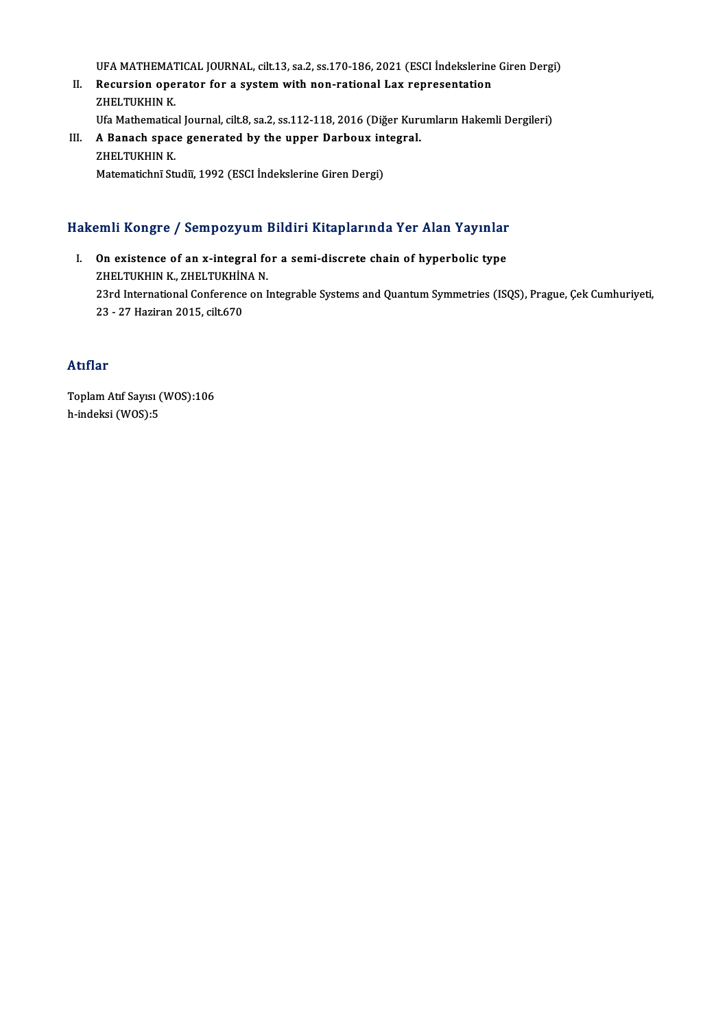UFA MATHEMATICAL JOURNAL, cilt.13, sa.2, ss.170-186, 2021 (ESCI İndekslerine Giren Dergi)

II. **Recursion operator for a system with non-rational Lax representation**
ZHELTUKHIN K.
Ufa Mathematical Journal, cilt.8, sa.2, ss.112-118, 2016 (Diğer Kurumların Hakemli Dergileri)

III. **A Banach space generated by the upper Darboux integral.**
ZHELTUKHIN K.
Matematichnī Studīī, 1992 (ESCI İndekslerine Giren Dergi)

## Hakemli Kongre / Sempozyum Bildiri Kitaplarında Yer Alan Yayınlar

I. **On existence of an x-integral for a semi-discrete chain of hyperbolic type**
ZHELTUKHIN K., ZHELTUKHİNA N.
23rd International Conference on Integrable Systems and Quantum Symmetries (ISQS), Prague, Çek Cumhuriyeti, 23 - 27 Haziran 2015, cilt.670

## Atıflar

Toplam Atıf Sayısı (WOS):106
h-indeksi (WOS):5